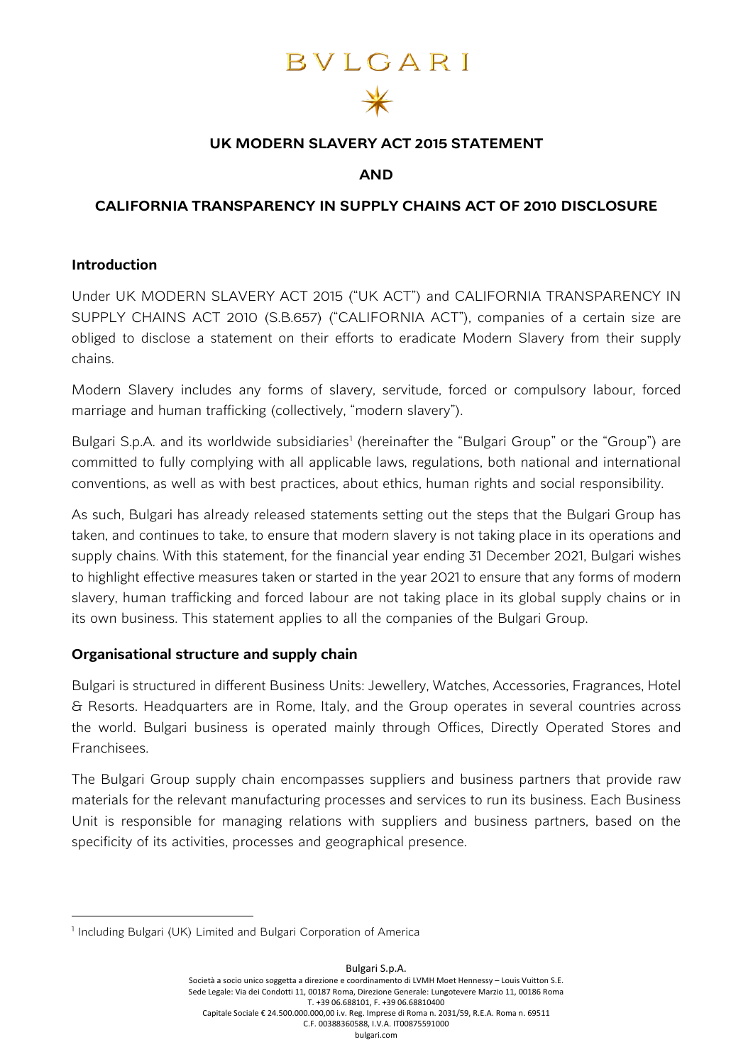# BVLGARI

## UK MODERN SLAVERY ACT 2015 STATEMENT

## AND

## CALIFORNIA TRANSPARENCY IN SUPPLY CHAINS ACT OF 2010 DISCLOSURE

### Introduction

Under UK MODERN SLAVERY ACT 2015 ("UK ACT") and CALIFORNIA TRANSPARENCY IN SUPPLY CHAINS ACT 2010 (S.B.657) ("CALIFORNIA ACT"), companies of a certain size are obliged to disclose a statement on their efforts to eradicate Modern Slavery from their supply chains.

Modern Slavery includes any forms of slavery, servitude, forced or compulsory labour, forced marriage and human trafficking (collectively, "modern slavery").

Bulgari S.p.A. and its worldwide subsidiaries[1] (hereinafter the "Bulgari Group" or the "Group") are committed to fully complying with all applicable laws, regulations, both national and international conventions, as well as with best practices, about ethics, human rights and social responsibility.

As such, Bulgari has already released statements setting out the steps that the Bulgari Group has taken, and continues to take, to ensure that modern slavery is not taking place in its operations and supply chains. With this statement, for the financial year ending 31 December 2021, Bulgari wishes to highlight effective measures taken or started in the year 2021 to ensure that any forms of modern slavery, human trafficking and forced labour are not taking place in its global supply chains or in its own business. This statement applies to all the companies of the Bulgari Group.

### Organisational structure and supply chain

Bulgari is structured in different Business Units: Jewellery, Watches, Accessories, Fragrances, Hotel & Resorts. Headquarters are in Rome, Italy, and the Group operates in several countries across the world. Bulgari business is operated mainly through Offices, Directly Operated Stores and Franchisees.

The Bulgari Group supply chain encompasses suppliers and business partners that provide raw materials for the relevant manufacturing processes and services to run its business. Each Business Unit is responsible for managing relations with suppliers and business partners, based on the specificity of its activities, processes and geographical presence.

[1] Including Bulgari (UK) Limited and Bulgari Corporation of America

Bulgari S.p.A.
Società a socio unico soggetta a direzione e coordinamento di LVMH Moet Hennessy – Louis Vuitton S.E.
Sede Legale: Via dei Condotti 11, 00187 Roma, Direzione Generale: Lungotevere Marzio 11, 00186 Roma
T. +39 06.688101, F. +39 06.68810400
Capitale Sociale € 24.500.000.000,00 i.v. Reg. Imprese di Roma n. 2031/59, R.E.A. Roma n. 69511
C.F. 00388360588, I.V.A. IT00875591000
bulgari.com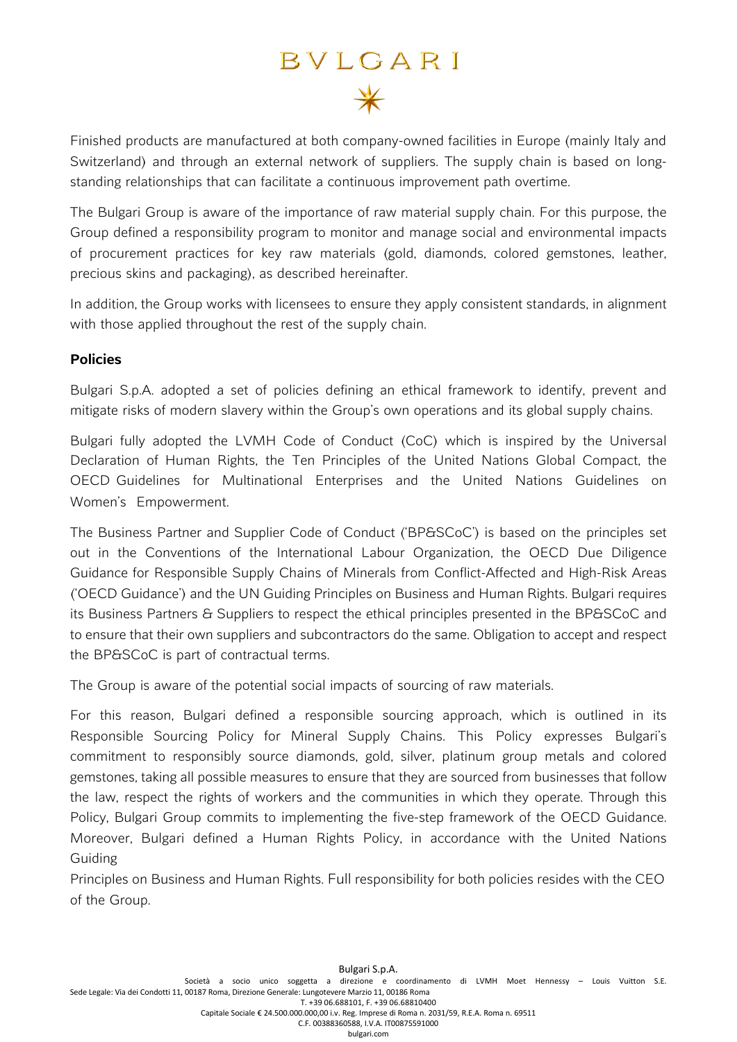Finished products are manufactured at both company-owned facilities in Europe (mainly Italy and Switzerland) and through an external network of suppliers. The supply chain is based on long-standing relationships that can facilitate a continuous improvement path overtime.

The Bulgari Group is aware of the importance of raw material supply chain. For this purpose, the Group defined a responsibility program to monitor and manage social and environmental impacts of procurement practices for key raw materials (gold, diamonds, colored gemstones, leather, precious skins and packaging), as described hereinafter.

In addition, the Group works with licensees to ensure they apply consistent standards, in alignment with those applied throughout the rest of the supply chain.

**Policies**

Bulgari S.p.A. adopted a set of policies defining an ethical framework to identify, prevent and mitigate risks of modern slavery within the Group's own operations and its global supply chains.

Bulgari fully adopted the LVMH Code of Conduct (CoC) which is inspired by the Universal Declaration of Human Rights, the Ten Principles of the United Nations Global Compact, the OECD Guidelines for Multinational Enterprises and the United Nations Guidelines on Women's Empowerment.

The Business Partner and Supplier Code of Conduct ('BP&SCoC') is based on the principles set out in the Conventions of the International Labour Organization, the OECD Due Diligence Guidance for Responsible Supply Chains of Minerals from Conflict-Affected and High-Risk Areas ('OECD Guidance') and the UN Guiding Principles on Business and Human Rights. Bulgari requires its Business Partners & Suppliers to respect the ethical principles presented in the BP&SCoC and to ensure that their own suppliers and subcontractors do the same. Obligation to accept and respect the BP&SCoC is part of contractual terms.

The Group is aware of the potential social impacts of sourcing of raw materials.

For this reason, Bulgari defined a responsible sourcing approach, which is outlined in its Responsible Sourcing Policy for Mineral Supply Chains. This Policy expresses Bulgari's commitment to responsibly source diamonds, gold, silver, platinum group metals and colored gemstones, taking all possible measures to ensure that they are sourced from businesses that follow the law, respect the rights of workers and the communities in which they operate. Through this Policy, Bulgari Group commits to implementing the five-step framework of the OECD Guidance. Moreover, Bulgari defined a Human Rights Policy, in accordance with the United Nations Guiding Principles on Business and Human Rights. Full responsibility for both policies resides with the CEO of the Group.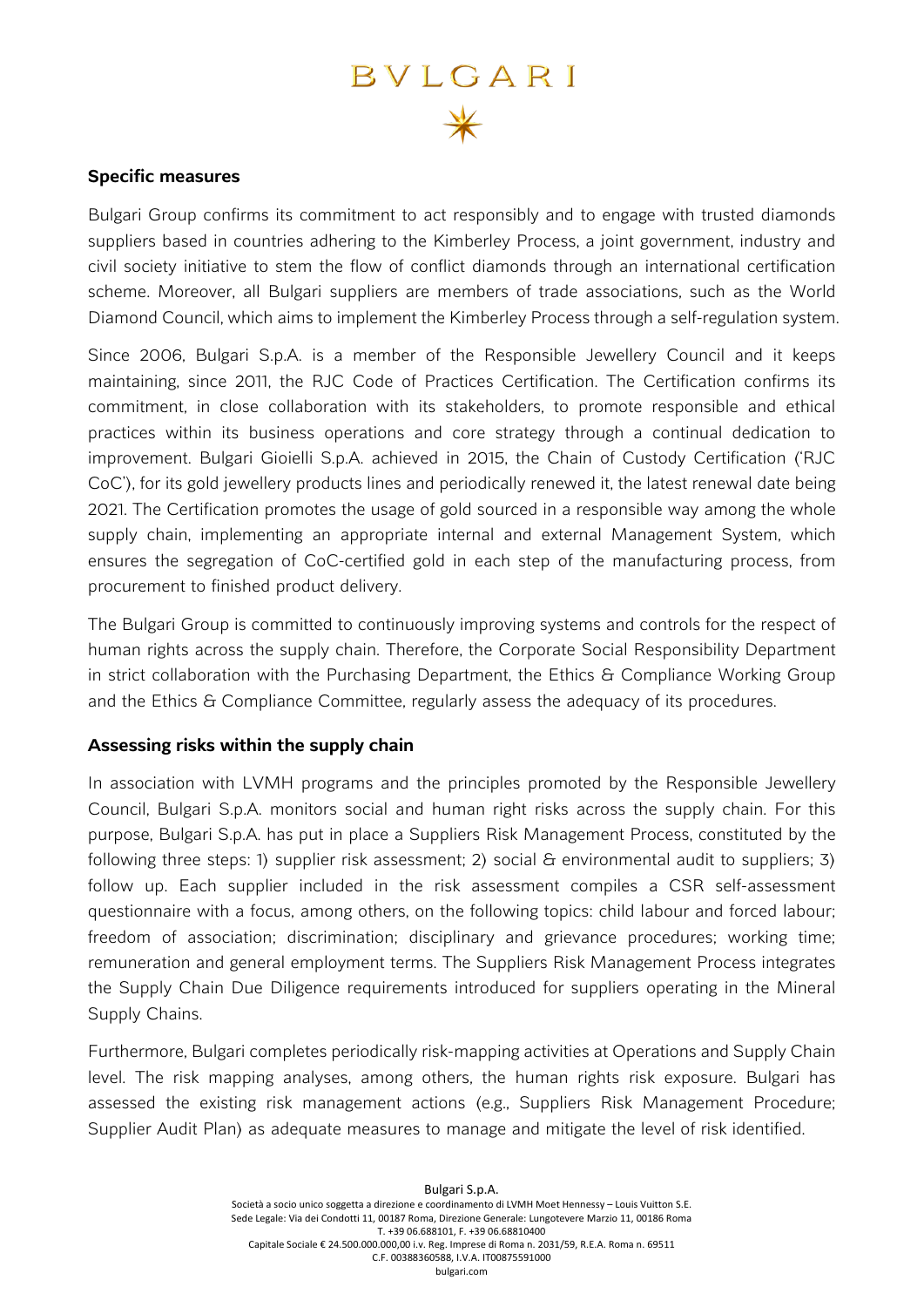## Specific measures

Bulgari Group confirms its commitment to act responsibly and to engage with trusted diamonds suppliers based in countries adhering to the Kimberley Process, a joint government, industry and civil society initiative to stem the flow of conflict diamonds through an international certification scheme. Moreover, all Bulgari suppliers are members of trade associations, such as the World Diamond Council, which aims to implement the Kimberley Process through a self-regulation system.

Since 2006, Bulgari S.p.A. is a member of the Responsible Jewellery Council and it keeps maintaining, since 2011, the RJC Code of Practices Certification. The Certification confirms its commitment, in close collaboration with its stakeholders, to promote responsible and ethical practices within its business operations and core strategy through a continual dedication to improvement. Bulgari Gioielli S.p.A. achieved in 2015, the Chain of Custody Certification ('RJC CoC'), for its gold jewellery products lines and periodically renewed it, the latest renewal date being 2021. The Certification promotes the usage of gold sourced in a responsible way among the whole supply chain, implementing an appropriate internal and external Management System, which ensures the segregation of CoC-certified gold in each step of the manufacturing process, from procurement to finished product delivery.

The Bulgari Group is committed to continuously improving systems and controls for the respect of human rights across the supply chain. Therefore, the Corporate Social Responsibility Department in strict collaboration with the Purchasing Department, the Ethics & Compliance Working Group and the Ethics & Compliance Committee, regularly assess the adequacy of its procedures.

## Assessing risks within the supply chain

In association with LVMH programs and the principles promoted by the Responsible Jewellery Council, Bulgari S.p.A. monitors social and human right risks across the supply chain. For this purpose, Bulgari S.p.A. has put in place a Suppliers Risk Management Process, constituted by the following three steps: 1) supplier risk assessment; 2) social & environmental audit to suppliers; 3) follow up. Each supplier included in the risk assessment compiles a CSR self-assessment questionnaire with a focus, among others, on the following topics: child labour and forced labour; freedom of association; discrimination; disciplinary and grievance procedures; working time; remuneration and general employment terms. The Suppliers Risk Management Process integrates the Supply Chain Due Diligence requirements introduced for suppliers operating in the Mineral Supply Chains.

Furthermore, Bulgari completes periodically risk-mapping activities at Operations and Supply Chain level. The risk mapping analyses, among others, the human rights risk exposure. Bulgari has assessed the existing risk management actions (e.g., Suppliers Risk Management Procedure; Supplier Audit Plan) as adequate measures to manage and mitigate the level of risk identified.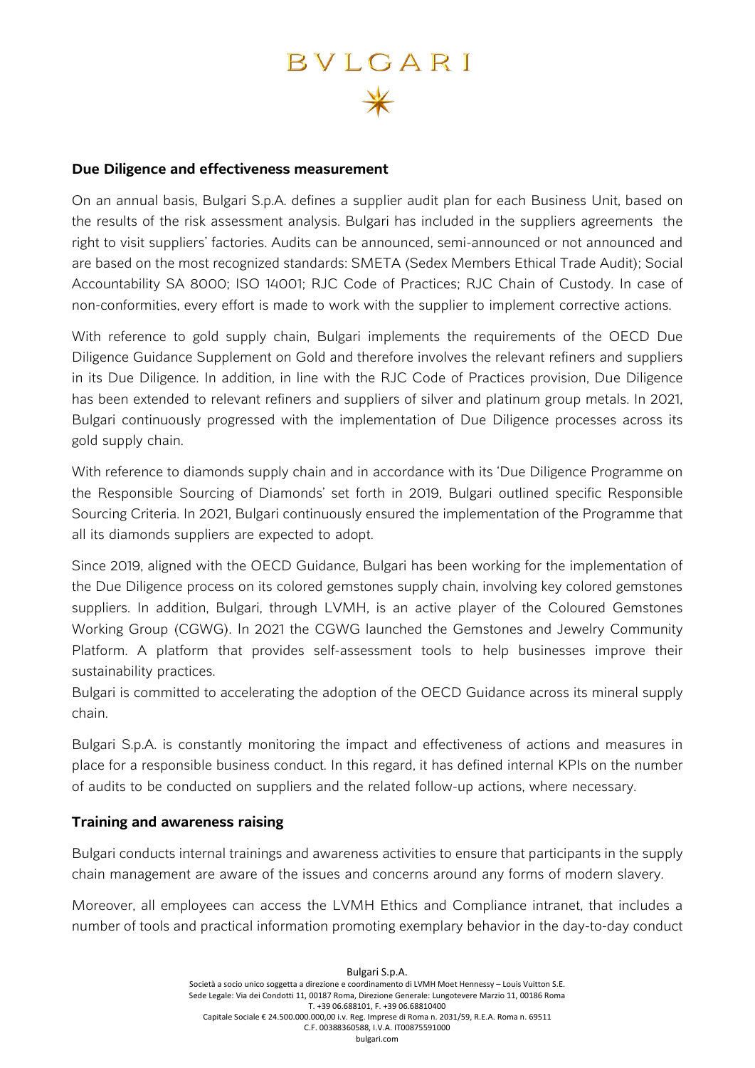## Due Diligence and effectiveness measurement

On an annual basis, Bulgari S.p.A. defines a supplier audit plan for each Business Unit, based on the results of the risk assessment analysis. Bulgari has included in the suppliers agreements the right to visit suppliers' factories. Audits can be announced, semi-announced or not announced and are based on the most recognized standards: SMETA (Sedex Members Ethical Trade Audit); Social Accountability SA 8000; ISO 14001; RJC Code of Practices; RJC Chain of Custody. In case of non-conformities, every effort is made to work with the supplier to implement corrective actions.

With reference to gold supply chain, Bulgari implements the requirements of the OECD Due Diligence Guidance Supplement on Gold and therefore involves the relevant refiners and suppliers in its Due Diligence. In addition, in line with the RJC Code of Practices provision, Due Diligence has been extended to relevant refiners and suppliers of silver and platinum group metals. In 2021, Bulgari continuously progressed with the implementation of Due Diligence processes across its gold supply chain.

With reference to diamonds supply chain and in accordance with its 'Due Diligence Programme on the Responsible Sourcing of Diamonds' set forth in 2019, Bulgari outlined specific Responsible Sourcing Criteria. In 2021, Bulgari continuously ensured the implementation of the Programme that all its diamonds suppliers are expected to adopt.

Since 2019, aligned with the OECD Guidance, Bulgari has been working for the implementation of the Due Diligence process on its colored gemstones supply chain, involving key colored gemstones suppliers. In addition, Bulgari, through LVMH, is an active player of the Coloured Gemstones Working Group (CGWG). In 2021 the CGWG launched the Gemstones and Jewelry Community Platform. A platform that provides self-assessment tools to help businesses improve their sustainability practices.

Bulgari is committed to accelerating the adoption of the OECD Guidance across its mineral supply chain.

Bulgari S.p.A. is constantly monitoring the impact and effectiveness of actions and measures in place for a responsible business conduct. In this regard, it has defined internal KPIs on the number of audits to be conducted on suppliers and the related follow-up actions, where necessary.

## Training and awareness raising

Bulgari conducts internal trainings and awareness activities to ensure that participants in the supply chain management are aware of the issues and concerns around any forms of modern slavery.

Moreover, all employees can access the LVMH Ethics and Compliance intranet, that includes a number of tools and practical information promoting exemplary behavior in the day-to-day conduct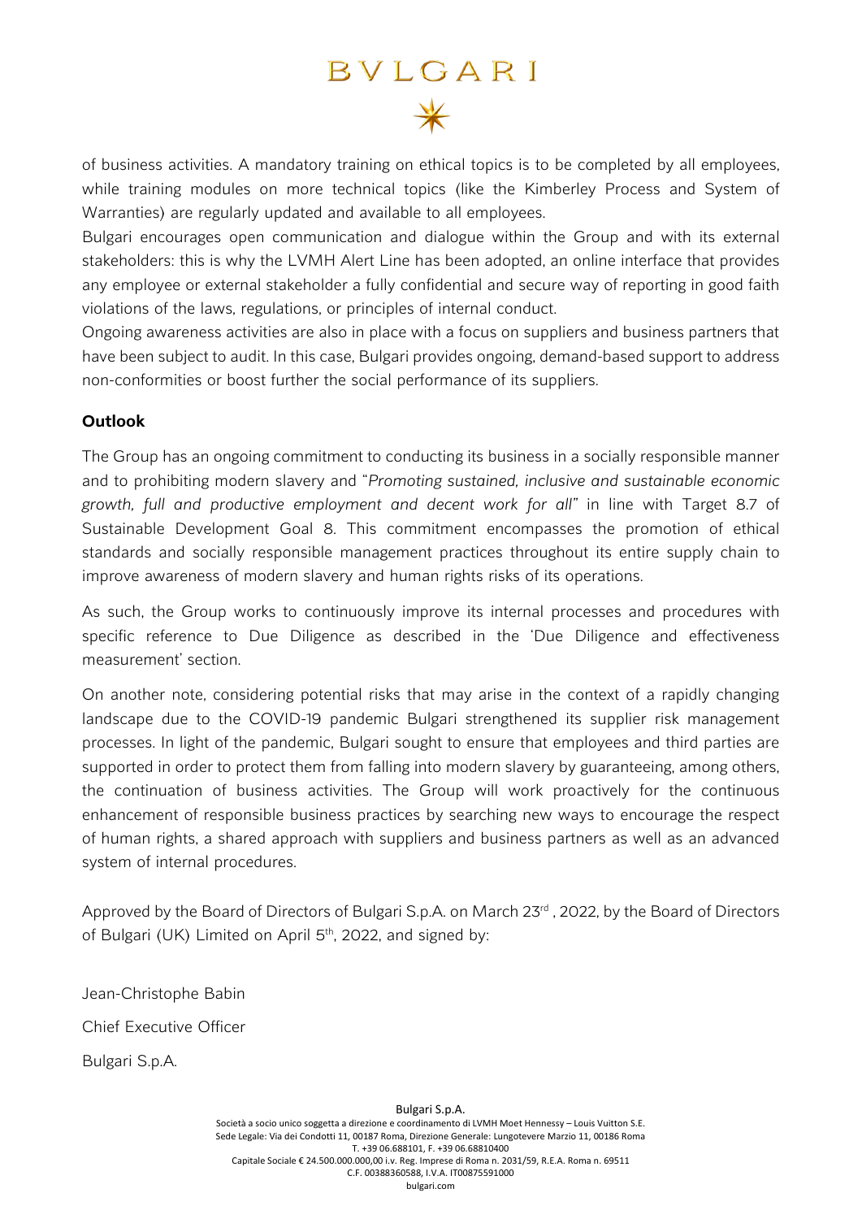of business activities. A mandatory training on ethical topics is to be completed by all employees, while training modules on more technical topics (like the Kimberley Process and System of Warranties) are regularly updated and available to all employees.

Bulgari encourages open communication and dialogue within the Group and with its external stakeholders: this is why the LVMH Alert Line has been adopted, an online interface that provides any employee or external stakeholder a fully confidential and secure way of reporting in good faith violations of the laws, regulations, or principles of internal conduct.

Ongoing awareness activities are also in place with a focus on suppliers and business partners that have been subject to audit. In this case, Bulgari provides ongoing, demand-based support to address non-conformities or boost further the social performance of its suppliers.

**Outlook**

The Group has an ongoing commitment to conducting its business in a socially responsible manner and to prohibiting modern slavery and "*Promoting sustained, inclusive and sustainable economic growth, full and productive employment and decent work for all*" in line with Target 8.7 of Sustainable Development Goal 8. This commitment encompasses the promotion of ethical standards and socially responsible management practices throughout its entire supply chain to improve awareness of modern slavery and human rights risks of its operations.

As such, the Group works to continuously improve its internal processes and procedures with specific reference to Due Diligence as described in the 'Due Diligence and effectiveness measurement' section.

On another note, considering potential risks that may arise in the context of a rapidly changing landscape due to the COVID-19 pandemic Bulgari strengthened its supplier risk management processes. In light of the pandemic, Bulgari sought to ensure that employees and third parties are supported in order to protect them from falling into modern slavery by guaranteeing, among others, the continuation of business activities. The Group will work proactively for the continuous enhancement of responsible business practices by searching new ways to encourage the respect of human rights, a shared approach with suppliers and business partners as well as an advanced system of internal procedures.

Approved by the Board of Directors of Bulgari S.p.A. on March 23rd , 2022, by the Board of Directors of Bulgari (UK) Limited on April 5th, 2022, and signed by:

Jean-Christophe Babin

Chief Executive Officer

Bulgari S.p.A.

Bulgari S.p.A.
Società a socio unico soggetta a direzione e coordinamento di LVMH Moet Hennessy – Louis Vuitton S.E.
Sede Legale: Via dei Condotti 11, 00187 Roma, Direzione Generale: Lungotevere Marzio 11, 00186 Roma
T. +39 06.688101, F. +39 06.68810400
Capitale Sociale € 24.500.000.000,00 i.v. Reg. Imprese di Roma n. 2031/59, R.E.A. Roma n. 69511
C.F. 00388360588, I.V.A. IT00875591000
bulgari.com